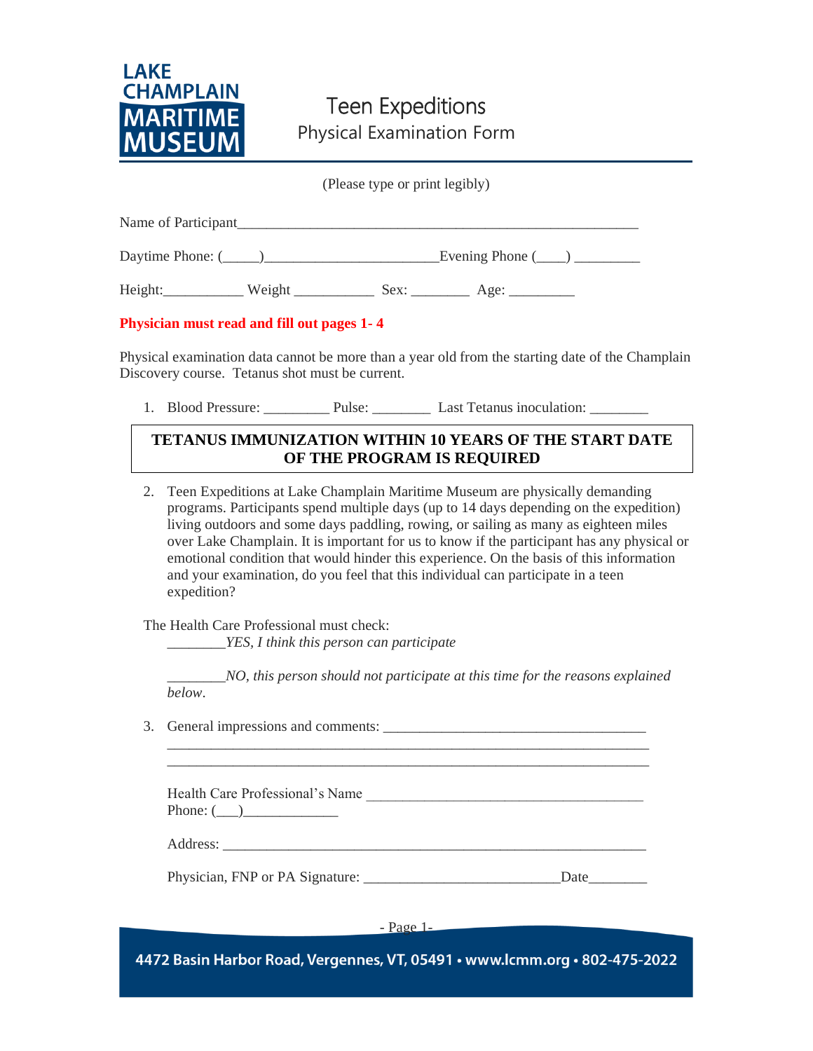LAKE CHAMPLAIN MARITIME MUSEUM

# Teen Expeditions

## Physical Examination Form

(Please type or print legibly)

Name of Participant_______________________________________________________

Daytime Phone: (_____)_______________________Evening Phone (____) _________

Height:___________ Weight ___________ Sex: ________ Age: _________

**Physician must read and fill out pages 1- 4**

Physical examination data cannot be more than a year old from the starting date of the Champlain Discovery course. Tetanus shot must be current.

1. Blood Pressure: _________ Pulse: ________ Last Tetanus inoculation: ________

**TETANUS IMMUNIZATION WITHIN 10 YEARS OF THE START DATE OF THE PROGRAM IS REQUIRED**

2. Teen Expeditions at Lake Champlain Maritime Museum are physically demanding programs. Participants spend multiple days (up to 14 days depending on the expedition) living outdoors and some days paddling, rowing, or sailing as many as eighteen miles over Lake Champlain. It is important for us to know if the participant has any physical or emotional condition that would hinder this experience. On the basis of this information and your examination, do you feel that this individual can participate in a teen expedition?

The Health Care Professional must check:

________*YES, I think this person can participate*

________*NO, this person should not participate at this time for the reasons explained below*.

3. General impressions and comments: ___________________________________

_________________________________________________________________

_________________________________________________________________

Health Care Professional's Name ______________________________________
Phone: (___)_____________

Address: __________________________________________________________

Physician, FNP or PA Signature: ___________________________Date________

4472 Basin Harbor Road, Vergennes, VT, 05491 • www.lcmm.org • 802-475-2022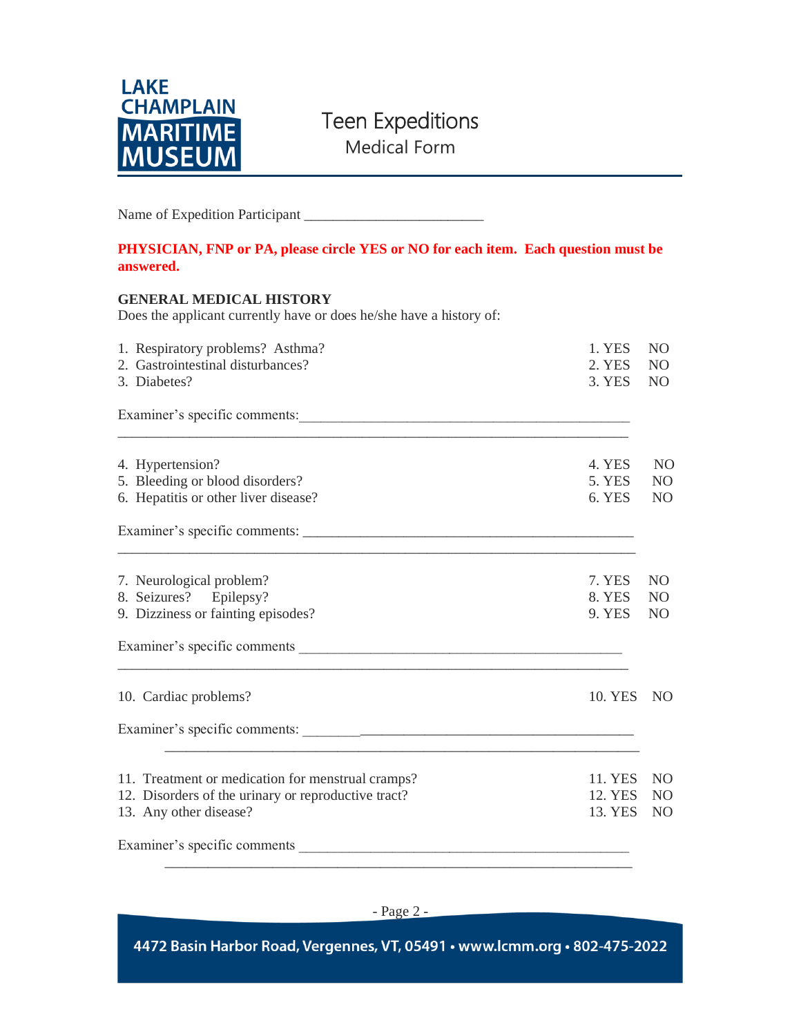LAKE CHAMPLAIN MARITIME MUSEUM

# Teen Expeditions
## Medical Form

Name of Expedition Participant ________________________

**PHYSICIAN, FNP or PA, please circle YES or NO for each item. Each question must be answered.**

**GENERAL MEDICAL HISTORY**

Does the applicant currently have or does he/she have a history of:

| | | | |
|---|---|---|---|
| 1. Respiratory problems? Asthma? | 1. | YES | NO |
| 2. Gastrointestinal disturbances? | 2. | YES | NO |
| 3. Diabetes? | 3. | YES | NO |

Examiner's specific comments:______________________________________________

_____________________________________________________________________

| | | | |
|---|---|---|---|
| 4. Hypertension? | 4. | YES | NO |
| 5. Bleeding or blood disorders? | 5. | YES | NO |
| 6. Hepatitis or other liver disease? | 6. | YES | NO |

Examiner's specific comments: ______________________________________________

_____________________________________________________________________

| | | | |
|---|---|---|---|
| 7. Neurological problem? | 7. | YES | NO |
| 8. Seizures? Epilepsy? | 8. | YES | NO |
| 9. Dizziness or fainting episodes? | 9. | YES | NO |

Examiner's specific comments ______________________________________________

_____________________________________________________________________

| | | | |
|---|---|---|---|
| 10. Cardiac problems? | 10. | YES | NO |

Examiner's specific comments: ______________________________________________

_____________________________________________________________________

| | | | |
|---|---|---|---|
| 11. Treatment or medication for menstrual cramps? | 11. | YES | NO |
| 12. Disorders of the urinary or reproductive tract? | 12. | YES | NO |
| 13. Any other disease? | 13. | YES | NO |

Examiner's specific comments ______________________________________________

_____________________________________________________________________

4472 Basin Harbor Road, Vergennes, VT, 05491 • www.lcmm.org • 802-475-2022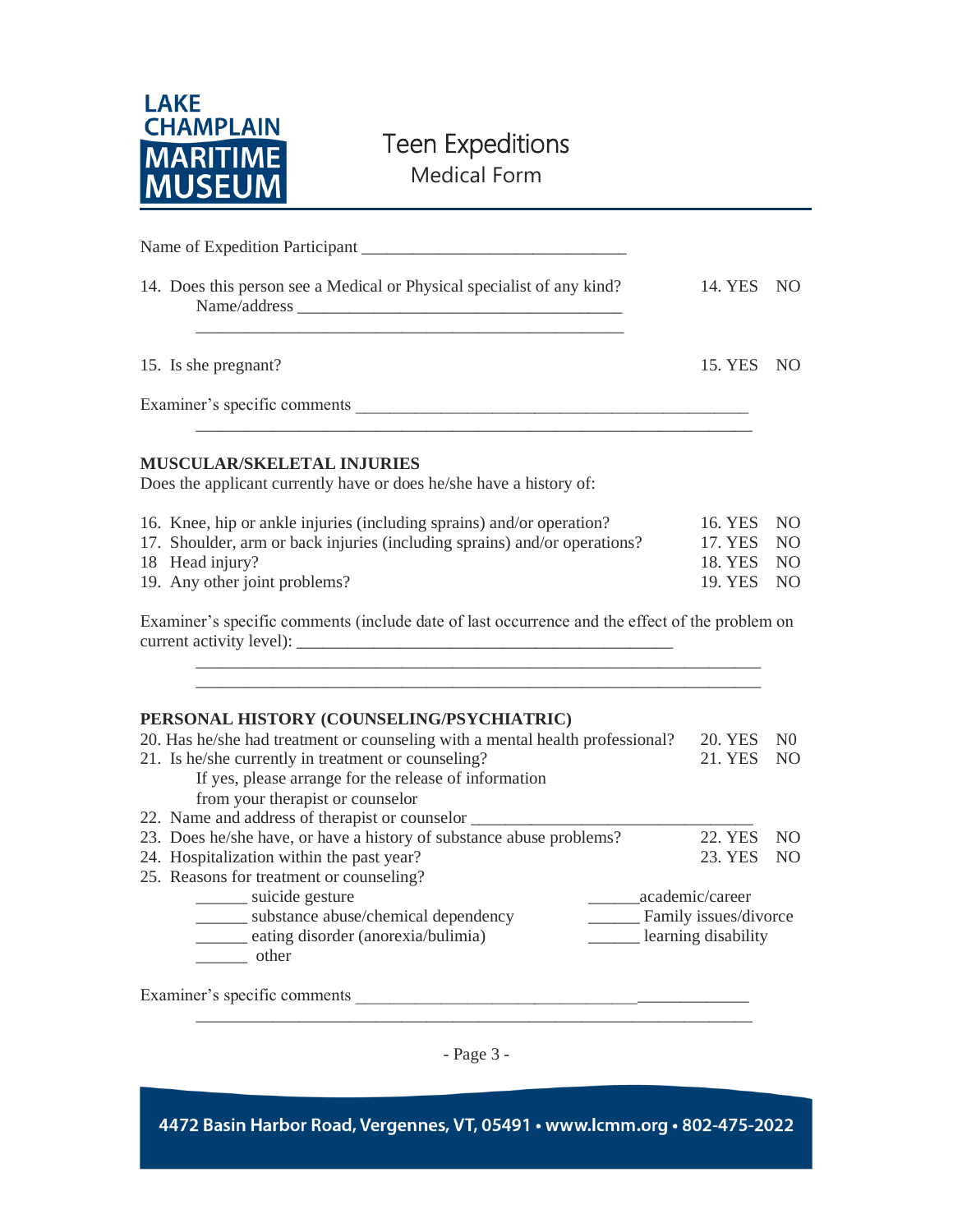Teen Expeditions
Medical Form

Name of Expedition Participant ______________________________

14. Does this person see a Medical or Physical specialist of any kind? 14. YES NO
    Name/address _____________________________________
    _________________________________________________

15. Is she pregnant? 15. YES NO

Examiner's specific comments _____________________________________________
_______________________________________________________________

**MUSCULAR/SKELETAL INJURIES**

Does the applicant currently have or does he/she have a history of:

16. Knee, hip or ankle injuries (including sprains) and/or operation? 16. YES NO
17. Shoulder, arm or back injuries (including sprains) and/or operations? 17. YES NO
18 Head injury? 18. YES NO
19. Any other joint problems? 19. YES NO

Examiner's specific comments (include date of last occurrence and the effect of the problem on current activity level): ___________________________________________
_______________________________________________________________
_______________________________________________________________

**PERSONAL HISTORY (COUNSELING/PSYCHIATRIC)**

20. Has he/she had treatment or counseling with a mental health professional? 20. YES N0
21. Is he/she currently in treatment or counseling? 21. YES NO
    If yes, please arrange for the release of information
    from your therapist or counselor
22. Name and address of therapist or counselor ______________________________
23. Does he/she have, or have a history of substance abuse problems? 22. YES NO
24. Hospitalization within the past year? 23. YES NO
25. Reasons for treatment or counseling?
    ______ suicide gesture
    ______ substance abuse/chemical dependency
    ______ eating disorder (anorexia/bulimia)
    ______ other
    ______academic/career
    ______ Family issues/divorce
    ______ learning disability

Examiner's specific comments ____________________________________________
_______________________________________________________________

4472 Basin Harbor Road, Vergennes, VT, 05491 • www.lcmm.org • 802-475-2022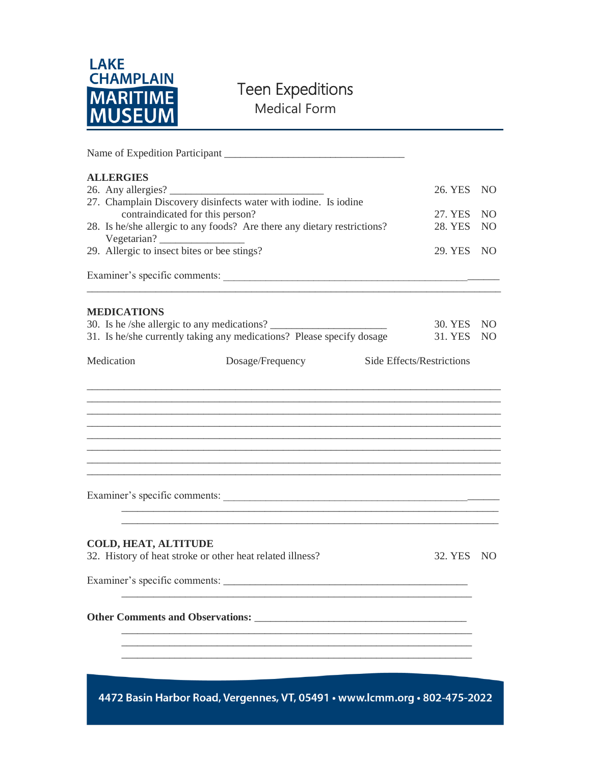LAKE CHAMPLAIN MARITIME MUSEUM

# Teen Expeditions
## Medical Form

Name of Expedition Participant ________________________________

**ALLERGIES**

26. Any allergies? ___________________________ 26. YES NO
27. Champlain Discovery disinfects water with iodine. Is iodine contraindicated for this person? 27. YES NO
28. Is he/she allergic to any foods? Are there any dietary restrictions? Vegetarian? _______________ 28. YES NO
29. Allergic to insect bites or bee stings? 29. YES NO

Examiner's specific comments: ______________________________________________________

______________________________________________________________________________

**MEDICATIONS**

30. Is he /she allergic to any medications? ____________________ 30. YES NO
31. Is he/she currently taking any medications? Please specify dosage 31. YES NO

| Medication | Dosage/Frequency | Side Effects/Restrictions |
| --- | --- | --- |
| | | |
| | | |
| | | |
| | | |
| | | |
| | | |
| | | |
| | | |

Examiner's specific comments: ______________________________________________________

______________________________________________________________________________

______________________________________________________________________________

**COLD, HEAT, ALTITUDE**

32. History of heat stroke or other heat related illness? 32. YES NO

Examiner's specific comments: ______________________________________________

______________________________________________________________________________

**Other Comments and Observations:** _______________________________________

______________________________________________________________________________

______________________________________________________________________________

______________________________________________________________________________

4472 Basin Harbor Road, Vergennes, VT, 05491 • www.lcmm.org • 802-475-2022